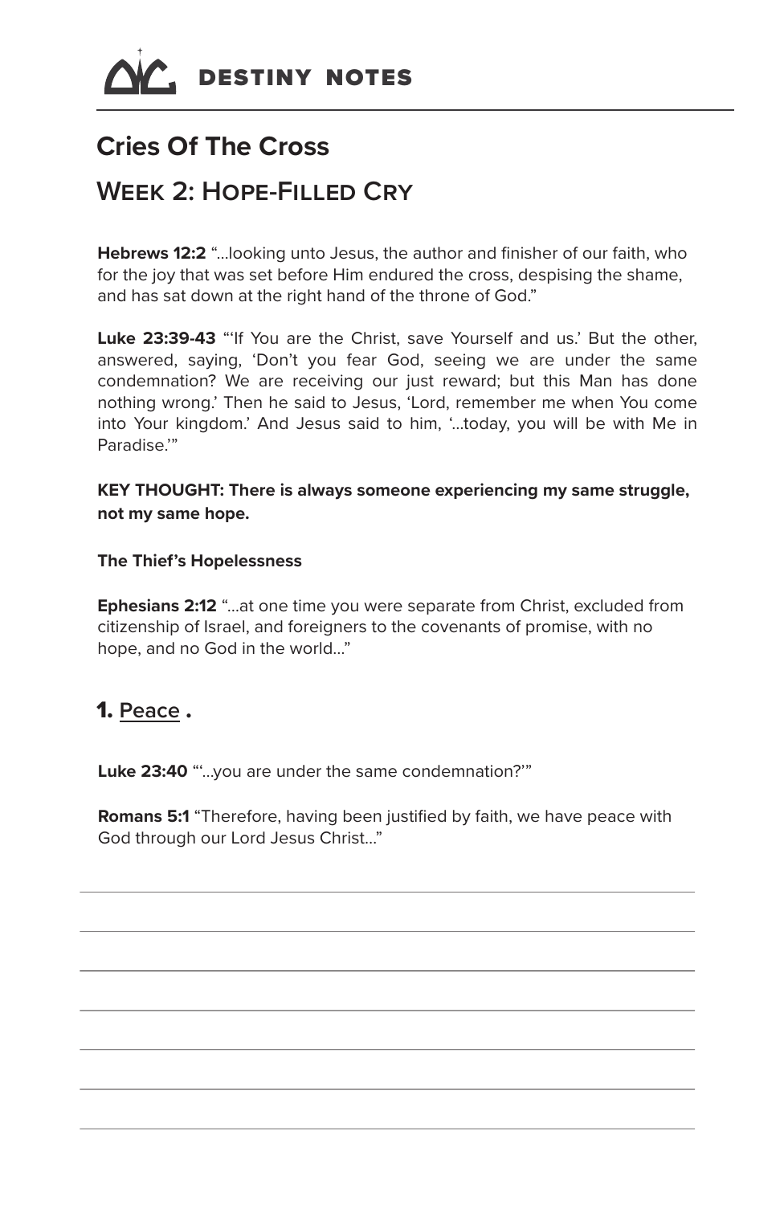DESTINY NOTES

# Cries Of The Cross

## Week 2: Hope-Filled Cry

**Hebrews 12:2** "...looking unto Jesus, the author and finisher of our faith, who for the joy that was set before Him endured the cross, despising the shame, and has sat down at the right hand of the throne of God."

**Luke 23:39-43** "'If You are the Christ, save Yourself and us.' But the other, answered, saying, 'Don't you fear God, seeing we are under the same condemnation? We are receiving our just reward; but this Man has done nothing wrong.' Then he said to Jesus, 'Lord, remember me when You come into Your kingdom.' And Jesus said to him, '...today, you will be with Me in Paradise.'"

**KEY THOUGHT: There is always someone experiencing my same struggle, not my same hope.**

**The Thief's Hopelessness**

**Ephesians 2:12** "...at one time you were separate from Christ, excluded from citizenship of Israel, and foreigners to the covenants of promise, with no hope, and no God in the world..."

### 1. Peace .

**Luke 23:40** "'...you are under the same condemnation?'"

**Romans 5:1** "Therefore, having been justified by faith, we have peace with God through our Lord Jesus Christ..."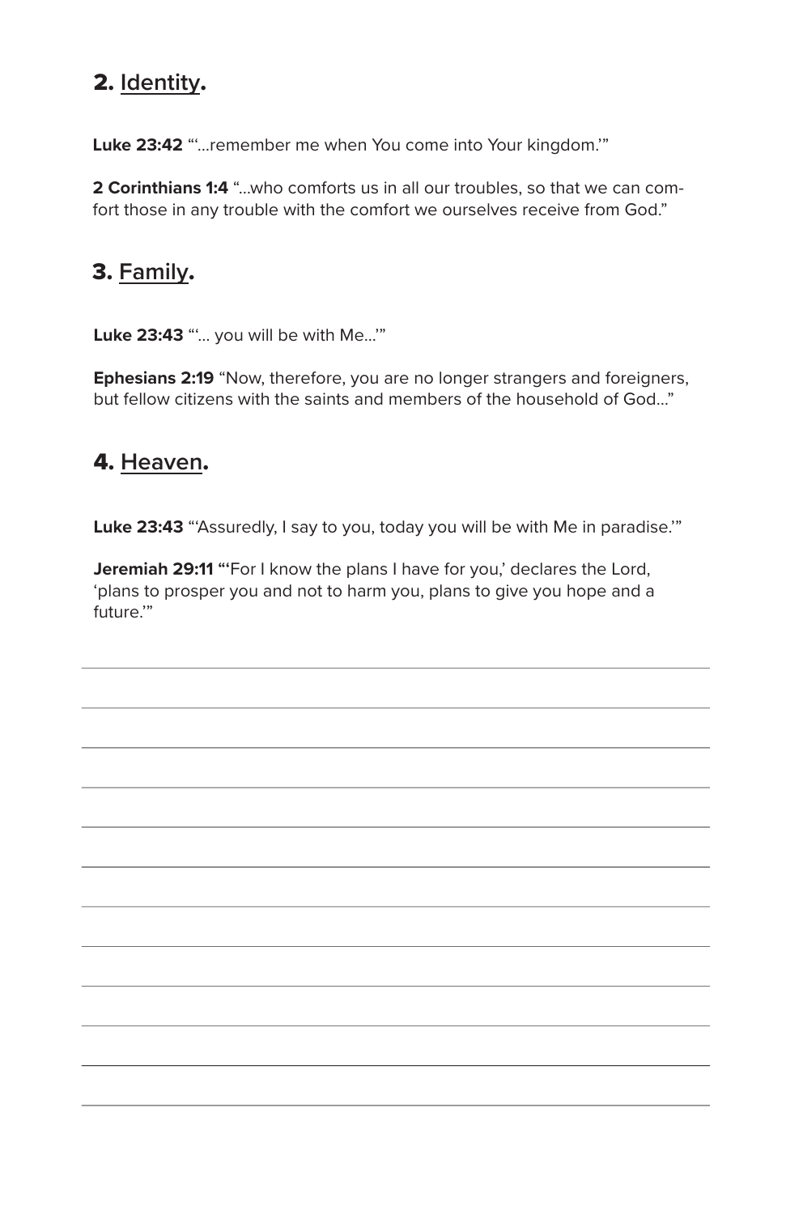## 2. Identity.

**Luke 23:42** "'…remember me when You come into Your kingdom.'"

**2 Corinthians 1:4** "…who comforts us in all our troubles, so that we can comfort those in any trouble with the comfort we ourselves receive from God."

## 3. Family.

**Luke 23:43** "'… you will be with Me…'"

**Ephesians 2:19** "Now, therefore, you are no longer strangers and foreigners, but fellow citizens with the saints and members of the household of God…"

## 4. Heaven.

**Luke 23:43** "'Assuredly, I say to you, today you will be with Me in paradise.'"

**Jeremiah 29:11 "'**For I know the plans I have for you,' declares the Lord, 'plans to prosper you and not to harm you, plans to give you hope and a future.'"